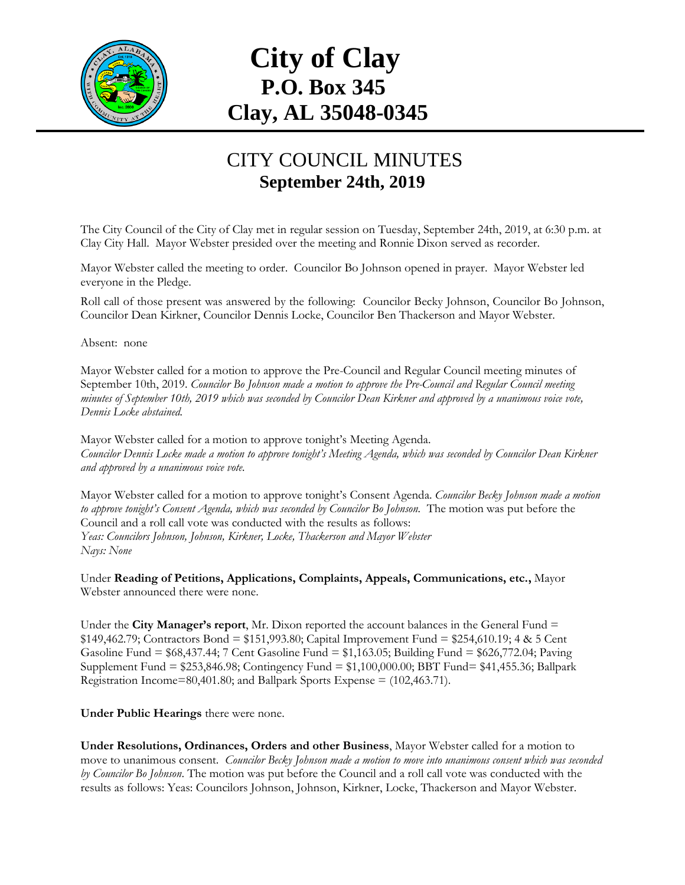# City of Clay
## P.O. Box 345
## Clay, AL 35048-0345

---

# CITY COUNCIL MINUTES
## September 24th, 2019

The City Council of the City of Clay met in regular session on Tuesday, September 24th, 2019, at 6:30 p.m. at Clay City Hall. Mayor Webster presided over the meeting and Ronnie Dixon served as recorder.

Mayor Webster called the meeting to order. Councilor Bo Johnson opened in prayer. Mayor Webster led everyone in the Pledge.

Roll call of those present was answered by the following: Councilor Becky Johnson, Councilor Bo Johnson, Councilor Dean Kirkner, Councilor Dennis Locke, Councilor Ben Thackerson and Mayor Webster.

Absent: none

Mayor Webster called for a motion to approve the Pre-Council and Regular Council meeting minutes of September 10th, 2019. *Councilor Bo Johnson made a motion to approve the Pre-Council and Regular Council meeting minutes of September 10th, 2019 which was seconded by Councilor Dean Kirkner and approved by a unanimous voice vote, Dennis Locke abstained.*

Mayor Webster called for a motion to approve tonight's Meeting Agenda.
*Councilor Dennis Locke made a motion to approve tonight's Meeting Agenda, which was seconded by Councilor Dean Kirkner and approved by a unanimous voice vote.*

Mayor Webster called for a motion to approve tonight's Consent Agenda. *Councilor Becky Johnson made a motion to approve tonight's Consent Agenda, which was seconded by Councilor Bo Johnson.* The motion was put before the Council and a roll call vote was conducted with the results as follows:
*Yeas: Councilors Johnson, Johnson, Kirkner, Locke, Thackerson and Mayor Webster*
*Nays: None*

Under **Reading of Petitions, Applications, Complaints, Appeals, Communications, etc.,** Mayor Webster announced there were none.

Under the **City Manager's report**, Mr. Dixon reported the account balances in the General Fund = $149,462.79; Contractors Bond = $151,993.80; Capital Improvement Fund = $254,610.19; 4 & 5 Cent Gasoline Fund = $68,437.44; 7 Cent Gasoline Fund = $1,163.05; Building Fund = $626,772.04; Paving Supplement Fund = $253,846.98; Contingency Fund = $1,100,000.00; BBT Fund= $41,455.36; Ballpark Registration Income=80,401.80; and Ballpark Sports Expense = (102,463.71).

**Under Public Hearings** there were none.

**Under Resolutions, Ordinances, Orders and other Business**, Mayor Webster called for a motion to move to unanimous consent. *Councilor Becky Johnson made a motion to move into unanimous consent which was seconded by Councilor Bo Johnson.* The motion was put before the Council and a roll call vote was conducted with the results as follows: Yeas: Councilors Johnson, Johnson, Kirkner, Locke, Thackerson and Mayor Webster.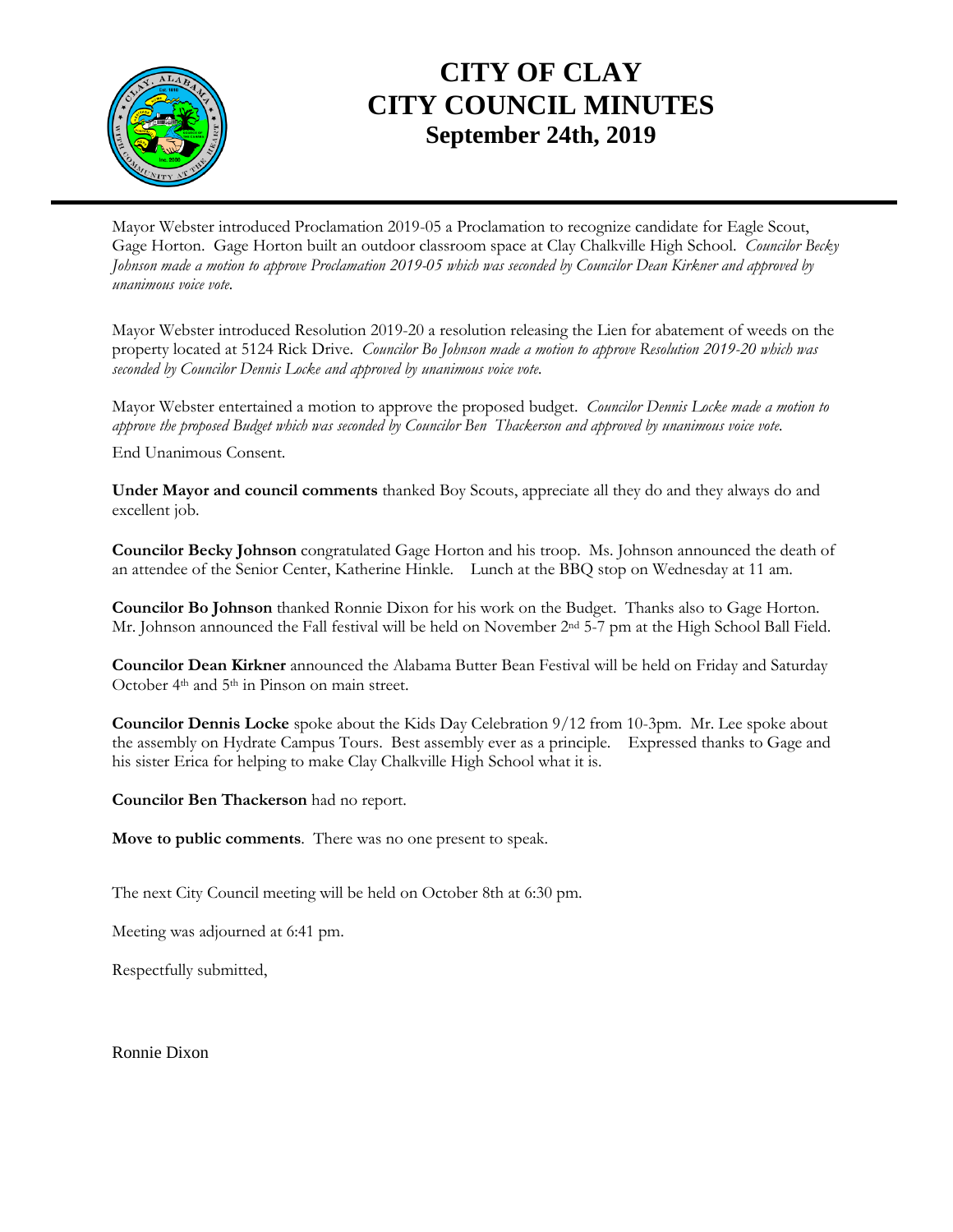# CITY OF CLAY
# CITY COUNCIL MINUTES
## September 24th, 2019

Mayor Webster introduced Proclamation 2019-05 a Proclamation to recognize candidate for Eagle Scout, Gage Horton. Gage Horton built an outdoor classroom space at Clay Chalkville High School. *Councilor Becky Johnson made a motion to approve Proclamation 2019-05 which was seconded by Councilor Dean Kirkner and approved by unanimous voice vote.*

Mayor Webster introduced Resolution 2019-20 a resolution releasing the Lien for abatement of weeds on the property located at 5124 Rick Drive. *Councilor Bo Johnson made a motion to approve Resolution 2019-20 which was seconded by Councilor Dennis Locke and approved by unanimous voice vote.*

Mayor Webster entertained a motion to approve the proposed budget. *Councilor Dennis Locke made a motion to approve the proposed Budget which was seconded by Councilor Ben Thackerson and approved by unanimous voice vote.*

End Unanimous Consent.

**Under Mayor and council comments** thanked Boy Scouts, appreciate all they do and they always do and excellent job.

**Councilor Becky Johnson** congratulated Gage Horton and his troop. Ms. Johnson announced the death of an attendee of the Senior Center, Katherine Hinkle. Lunch at the BBQ stop on Wednesday at 11 am.

**Councilor Bo Johnson** thanked Ronnie Dixon for his work on the Budget. Thanks also to Gage Horton. Mr. Johnson announced the Fall festival will be held on November 2nd 5-7 pm at the High School Ball Field.

**Councilor Dean Kirkner** announced the Alabama Butter Bean Festival will be held on Friday and Saturday October 4th and 5th in Pinson on main street.

**Councilor Dennis Locke** spoke about the Kids Day Celebration 9/12 from 10-3pm. Mr. Lee spoke about the assembly on Hydrate Campus Tours. Best assembly ever as a principle. Expressed thanks to Gage and his sister Erica for helping to make Clay Chalkville High School what it is.

**Councilor Ben Thackerson** had no report.

**Move to public comments**. There was no one present to speak.

The next City Council meeting will be held on October 8th at 6:30 pm.

Meeting was adjourned at 6:41 pm.

Respectfully submitted,

Ronnie Dixon